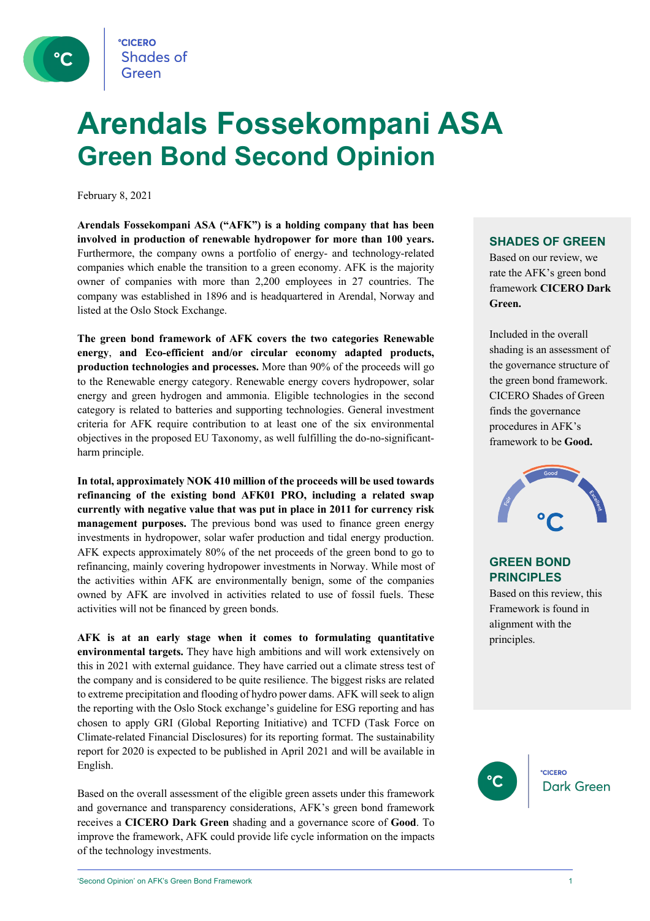# Arendals Fossekompani ASA
## Green Bond Second Opinion

February 8, 2021

**Arendals Fossekompani ASA ("AFK") is a holding company that has been involved in production of renewable hydropower for more than 100 years.** Furthermore, the company owns a portfolio of energy- and technology-related companies which enable the transition to a green economy. AFK is the majority owner of companies with more than 2,200 employees in 27 countries. The company was established in 1896 and is headquartered in Arendal, Norway and listed at the Oslo Stock Exchange.

**The green bond framework of AFK covers the two categories Renewable energy, and Eco-efficient and/or circular economy adapted products, production technologies and processes.** More than 90% of the proceeds will go to the Renewable energy category. Renewable energy covers hydropower, solar energy and green hydrogen and ammonia. Eligible technologies in the second category is related to batteries and supporting technologies. General investment criteria for AFK require contribution to at least one of the six environmental objectives in the proposed EU Taxonomy, as well fulfilling the do-no-significant-harm principle.

**In total, approximately NOK 410 million of the proceeds will be used towards refinancing of the existing bond AFK01 PRO, including a related swap currently with negative value that was put in place in 2011 for currency risk management purposes.** The previous bond was used to finance green energy investments in hydropower, solar wafer production and tidal energy production. AFK expects approximately 80% of the net proceeds of the green bond to go to refinancing, mainly covering hydropower investments in Norway. While most of the activities within AFK are environmentally benign, some of the companies owned by AFK are involved in activities related to use of fossil fuels. These activities will not be financed by green bonds.

**AFK is at an early stage when it comes to formulating quantitative environmental targets.** They have high ambitions and will work extensively on this in 2021 with external guidance. They have carried out a climate stress test of the company and is considered to be quite resilience. The biggest risks are related to extreme precipitation and flooding of hydro power dams. AFK will seek to align the reporting with the Oslo Stock exchange's guideline for ESG reporting and has chosen to apply GRI (Global Reporting Initiative) and TCFD (Task Force on Climate-related Financial Disclosures) for its reporting format. The sustainability report for 2020 is expected to be published in April 2021 and will be available in English.

Based on the overall assessment of the eligible green assets under this framework and governance and transparency considerations, AFK's green bond framework receives a **CICERO Dark Green** shading and a governance score of **Good**. To improve the framework, AFK could provide life cycle information on the impacts of the technology investments.

### SHADES OF GREEN

Based on our review, we rate the AFK's green bond framework **CICERO Dark Green.**

Included in the overall shading is an assessment of the governance structure of the green bond framework. CICERO Shades of Green finds the governance procedures in AFK's framework to be **Good.**

### GREEN BOND PRINCIPLES

Based on this review, this Framework is found in alignment with the principles.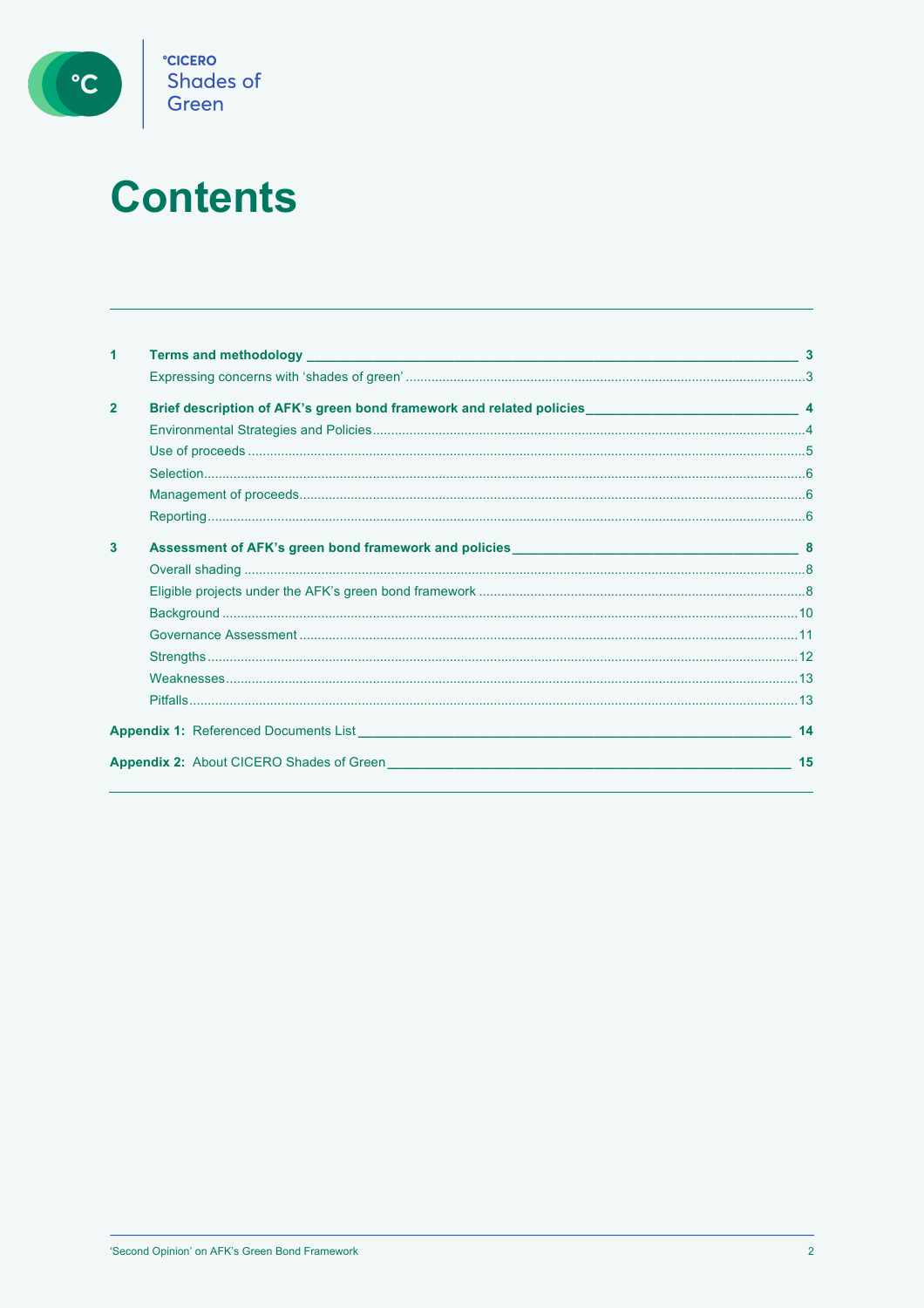# Contents

| | | |
|---|---|---|
| **1** | **Terms and methodology** | **3** |
| | Expressing concerns with ‘shades of green’ | 3 |
| **2** | **Brief description of AFK’s green bond framework and related policies** | **4** |
| | Environmental Strategies and Policies | 4 |
| | Use of proceeds | 5 |
| | Selection | 6 |
| | Management of proceeds | 6 |
| | Reporting | 6 |
| **3** | **Assessment of AFK’s green bond framework and policies** | **8** |
| | Overall shading | 8 |
| | Eligible projects under the AFK’s green bond framework | 8 |
| | Background | 10 |
| | Governance Assessment | 11 |
| | Strengths | 12 |
| | Weaknesses | 13 |
| | Pitfalls | 13 |
| **Appendix 1:** | Referenced Documents List | **14** |
| **Appendix 2:** | About CICERO Shades of Green | **15** |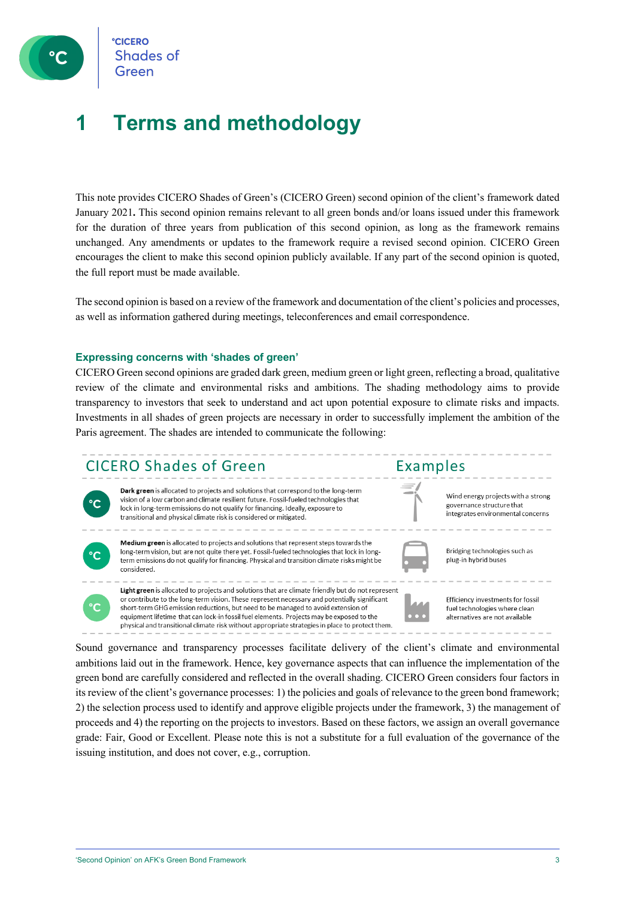# 1 Terms and methodology

This note provides CICERO Shades of Green's (CICERO Green) second opinion of the client's framework dated January 2021**.** This second opinion remains relevant to all green bonds and/or loans issued under this framework for the duration of three years from publication of this second opinion, as long as the framework remains unchanged. Any amendments or updates to the framework require a revised second opinion. CICERO Green encourages the client to make this second opinion publicly available. If any part of the second opinion is quoted, the full report must be made available.

The second opinion is based on a review of the framework and documentation of the client's policies and processes, as well as information gathered during meetings, teleconferences and email correspondence.

### Expressing concerns with 'shades of green'

CICERO Green second opinions are graded dark green, medium green or light green, reflecting a broad, qualitative review of the climate and environmental risks and ambitions. The shading methodology aims to provide transparency to investors that seek to understand and act upon potential exposure to climate risks and impacts. Investments in all shades of green projects are necessary in order to successfully implement the ambition of the Paris agreement. The shades are intended to communicate the following:

| CICERO Shades of Green | Examples |
|---|---|
| **Dark green** is allocated to projects and solutions that correspond to the long-term vision of a low carbon and climate resilient future. Fossil-fueled technologies that lock in long-term emissions do not qualify for financing. Ideally, exposure to transitional and physical climate risk is considered or mitigated. | Wind energy projects with a strong governance structure that integrates environmental concerns |
| **Medium green** is allocated to projects and solutions that represent steps towards the long-term vision, but are not quite there yet. Fossil-fueled technologies that lock in long-term emissions do not qualify for financing. Physical and transition climate risks might be considered. | Bridging technologies such as plug-in hybrid buses |
| **Light green** is allocated to projects and solutions that are climate friendly but do not represent or contribute to the long-term vision. These represent necessary and potentially significant short-term GHG emission reductions, but need to be managed to avoid extension of equipment lifetime that can lock-in fossil fuel elements. Projects may be exposed to the physical and transitional climate risk without appropriate strategies in place to protect them. | Efficiency investments for fossil fuel technologies where clean alternatives are not available |

Sound governance and transparency processes facilitate delivery of the client's climate and environmental ambitions laid out in the framework. Hence, key governance aspects that can influence the implementation of the green bond are carefully considered and reflected in the overall shading. CICERO Green considers four factors in its review of the client's governance processes: 1) the policies and goals of relevance to the green bond framework; 2) the selection process used to identify and approve eligible projects under the framework, 3) the management of proceeds and 4) the reporting on the projects to investors. Based on these factors, we assign an overall governance grade: Fair, Good or Excellent. Please note this is not a substitute for a full evaluation of the governance of the issuing institution, and does not cover, e.g., corruption.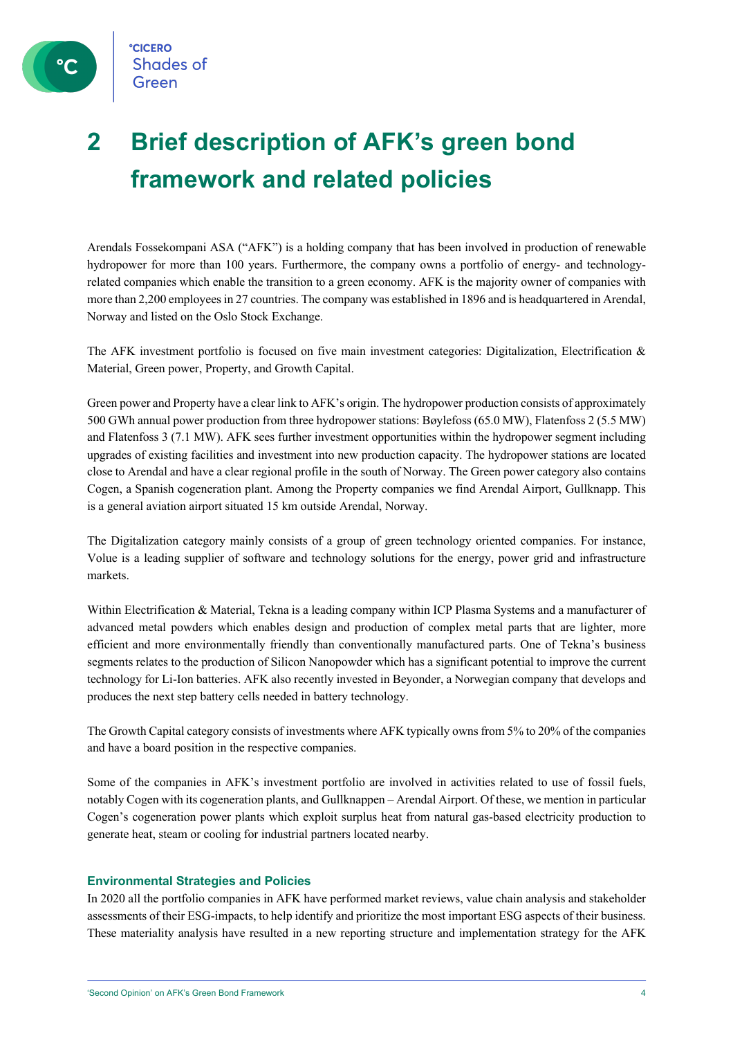# 2 Brief description of AFK's green bond framework and related policies

Arendals Fossekompani ASA ("AFK") is a holding company that has been involved in production of renewable hydropower for more than 100 years. Furthermore, the company owns a portfolio of energy- and technology-related companies which enable the transition to a green economy. AFK is the majority owner of companies with more than 2,200 employees in 27 countries. The company was established in 1896 and is headquartered in Arendal, Norway and listed on the Oslo Stock Exchange.

The AFK investment portfolio is focused on five main investment categories: Digitalization, Electrification & Material, Green power, Property, and Growth Capital.

Green power and Property have a clear link to AFK's origin. The hydropower production consists of approximately 500 GWh annual power production from three hydropower stations: Bøylefoss (65.0 MW), Flatenfoss 2 (5.5 MW) and Flatenfoss 3 (7.1 MW). AFK sees further investment opportunities within the hydropower segment including upgrades of existing facilities and investment into new production capacity. The hydropower stations are located close to Arendal and have a clear regional profile in the south of Norway. The Green power category also contains Cogen, a Spanish cogeneration plant. Among the Property companies we find Arendal Airport, Gullknapp. This is a general aviation airport situated 15 km outside Arendal, Norway.

The Digitalization category mainly consists of a group of green technology oriented companies. For instance, Volue is a leading supplier of software and technology solutions for the energy, power grid and infrastructure markets.

Within Electrification & Material, Tekna is a leading company within ICP Plasma Systems and a manufacturer of advanced metal powders which enables design and production of complex metal parts that are lighter, more efficient and more environmentally friendly than conventionally manufactured parts. One of Tekna's business segments relates to the production of Silicon Nanopowder which has a significant potential to improve the current technology for Li-Ion batteries. AFK also recently invested in Beyonder, a Norwegian company that develops and produces the next step battery cells needed in battery technology.

The Growth Capital category consists of investments where AFK typically owns from 5% to 20% of the companies and have a board position in the respective companies.

Some of the companies in AFK's investment portfolio are involved in activities related to use of fossil fuels, notably Cogen with its cogeneration plants, and Gullknappen – Arendal Airport. Of these, we mention in particular Cogen's cogeneration power plants which exploit surplus heat from natural gas-based electricity production to generate heat, steam or cooling for industrial partners located nearby.

### Environmental Strategies and Policies

In 2020 all the portfolio companies in AFK have performed market reviews, value chain analysis and stakeholder assessments of their ESG-impacts, to help identify and prioritize the most important ESG aspects of their business. These materiality analysis have resulted in a new reporting structure and implementation strategy for the AFK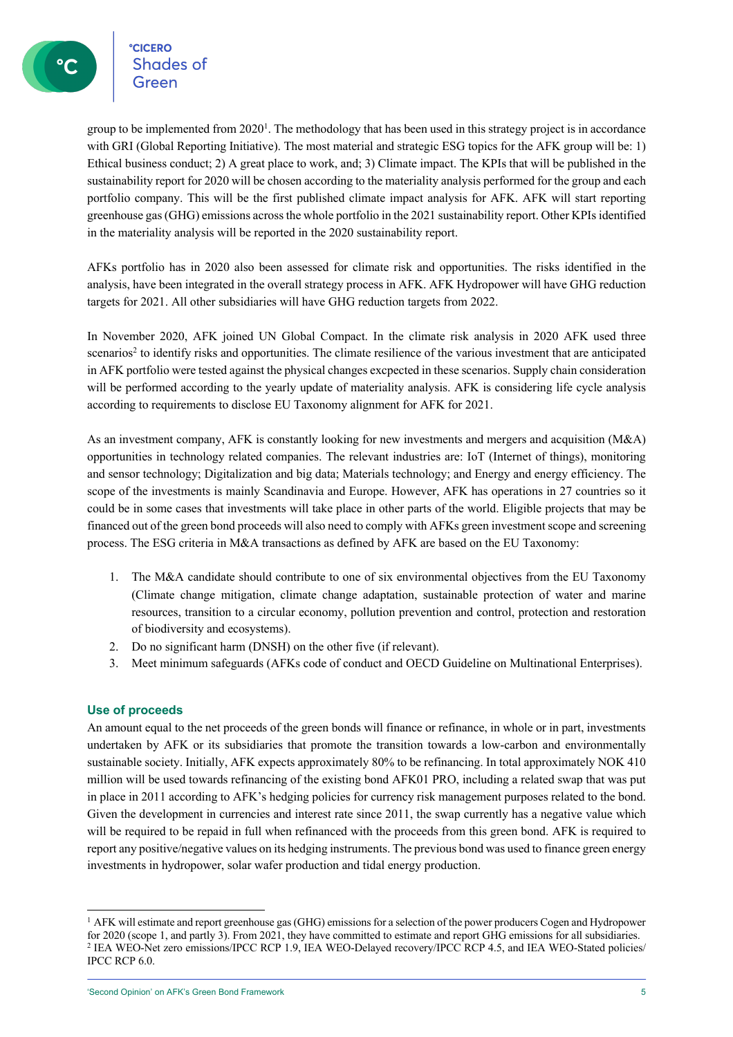group to be implemented from 2020[1]. The methodology that has been used in this strategy project is in accordance with GRI (Global Reporting Initiative). The most material and strategic ESG topics for the AFK group will be: 1) Ethical business conduct; 2) A great place to work, and; 3) Climate impact. The KPIs that will be published in the sustainability report for 2020 will be chosen according to the materiality analysis performed for the group and each portfolio company. This will be the first published climate impact analysis for AFK. AFK will start reporting greenhouse gas (GHG) emissions across the whole portfolio in the 2021 sustainability report. Other KPIs identified in the materiality analysis will be reported in the 2020 sustainability report.

AFKs portfolio has in 2020 also been assessed for climate risk and opportunities. The risks identified in the analysis, have been integrated in the overall strategy process in AFK. AFK Hydropower will have GHG reduction targets for 2021. All other subsidiaries will have GHG reduction targets from 2022.

In November 2020, AFK joined UN Global Compact. In the climate risk analysis in 2020 AFK used three scenarios[2] to identify risks and opportunities. The climate resilience of the various investment that are anticipated in AFK portfolio were tested against the physical changes excpected in these scenarios. Supply chain consideration will be performed according to the yearly update of materiality analysis. AFK is considering life cycle analysis according to requirements to disclose EU Taxonomy alignment for AFK for 2021.

As an investment company, AFK is constantly looking for new investments and mergers and acquisition (M&A) opportunities in technology related companies. The relevant industries are: IoT (Internet of things), monitoring and sensor technology; Digitalization and big data; Materials technology; and Energy and energy efficiency. The scope of the investments is mainly Scandinavia and Europe. However, AFK has operations in 27 countries so it could be in some cases that investments will take place in other parts of the world. Eligible projects that may be financed out of the green bond proceeds will also need to comply with AFKs green investment scope and screening process. The ESG criteria in M&A transactions as defined by AFK are based on the EU Taxonomy:

1. The M&A candidate should contribute to one of six environmental objectives from the EU Taxonomy (Climate change mitigation, climate change adaptation, sustainable protection of water and marine resources, transition to a circular economy, pollution prevention and control, protection and restoration of biodiversity and ecosystems).
2. Do no significant harm (DNSH) on the other five (if relevant).
3. Meet minimum safeguards (AFKs code of conduct and OECD Guideline on Multinational Enterprises).

### Use of proceeds

An amount equal to the net proceeds of the green bonds will finance or refinance, in whole or in part, investments undertaken by AFK or its subsidiaries that promote the transition towards a low-carbon and environmentally sustainable society. Initially, AFK expects approximately 80% to be refinancing. In total approximately NOK 410 million will be used towards refinancing of the existing bond AFK01 PRO, including a related swap that was put in place in 2011 according to AFK's hedging policies for currency risk management purposes related to the bond. Given the development in currencies and interest rate since 2011, the swap currently has a negative value which will be required to be repaid in full when refinanced with the proceeds from this green bond. AFK is required to report any positive/negative values on its hedging instruments. The previous bond was used to finance green energy investments in hydropower, solar wafer production and tidal energy production.

---

[1] AFK will estimate and report greenhouse gas (GHG) emissions for a selection of the power producers Cogen and Hydropower for 2020 (scope 1, and partly 3). From 2021, they have committed to estimate and report GHG emissions for all subsidiaries.

[2] IEA WEO-Net zero emissions/IPCC RCP 1.9, IEA WEO-Delayed recovery/IPCC RCP 4.5, and IEA WEO-Stated policies/ IPCC RCP 6.0.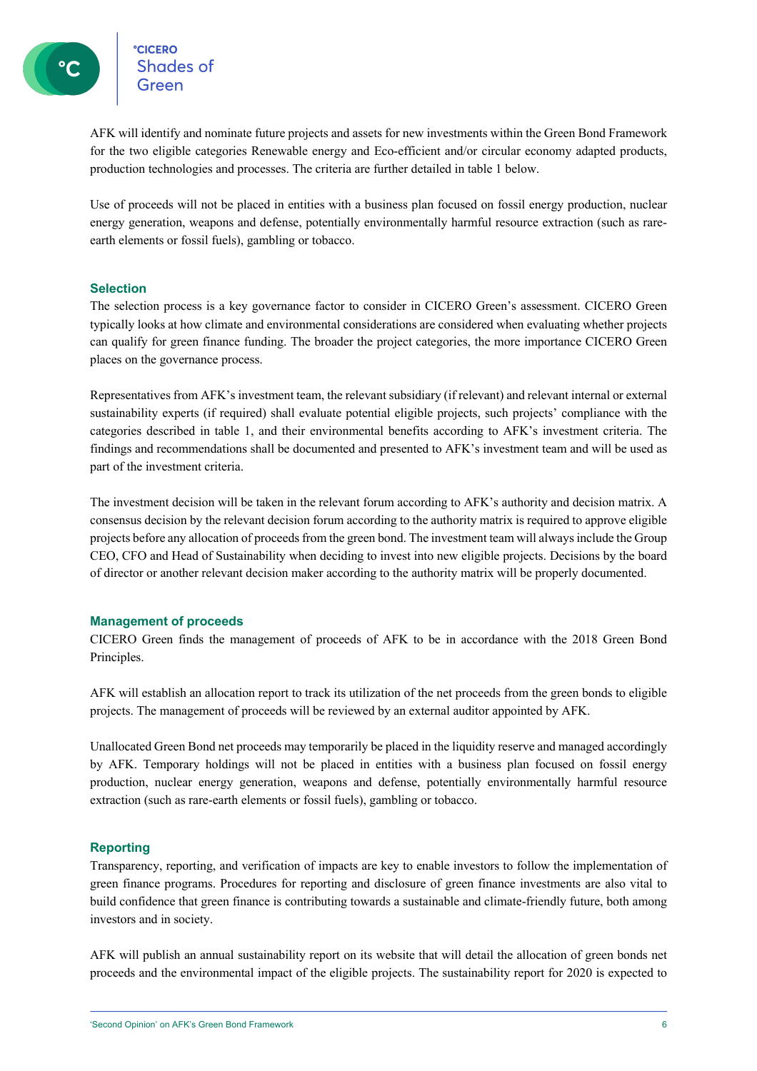AFK will identify and nominate future projects and assets for new investments within the Green Bond Framework for the two eligible categories Renewable energy and Eco-efficient and/or circular economy adapted products, production technologies and processes. The criteria are further detailed in table 1 below.

Use of proceeds will not be placed in entities with a business plan focused on fossil energy production, nuclear energy generation, weapons and defense, potentially environmentally harmful resource extraction (such as rare-earth elements or fossil fuels), gambling or tobacco.

### Selection

The selection process is a key governance factor to consider in CICERO Green's assessment. CICERO Green typically looks at how climate and environmental considerations are considered when evaluating whether projects can qualify for green finance funding. The broader the project categories, the more importance CICERO Green places on the governance process.

Representatives from AFK's investment team, the relevant subsidiary (if relevant) and relevant internal or external sustainability experts (if required) shall evaluate potential eligible projects, such projects' compliance with the categories described in table 1, and their environmental benefits according to AFK's investment criteria. The findings and recommendations shall be documented and presented to AFK's investment team and will be used as part of the investment criteria.

The investment decision will be taken in the relevant forum according to AFK's authority and decision matrix. A consensus decision by the relevant decision forum according to the authority matrix is required to approve eligible projects before any allocation of proceeds from the green bond. The investment team will always include the Group CEO, CFO and Head of Sustainability when deciding to invest into new eligible projects. Decisions by the board of director or another relevant decision maker according to the authority matrix will be properly documented.

### Management of proceeds

CICERO Green finds the management of proceeds of AFK to be in accordance with the 2018 Green Bond Principles.

AFK will establish an allocation report to track its utilization of the net proceeds from the green bonds to eligible projects. The management of proceeds will be reviewed by an external auditor appointed by AFK.

Unallocated Green Bond net proceeds may temporarily be placed in the liquidity reserve and managed accordingly by AFK. Temporary holdings will not be placed in entities with a business plan focused on fossil energy production, nuclear energy generation, weapons and defense, potentially environmentally harmful resource extraction (such as rare-earth elements or fossil fuels), gambling or tobacco.

### Reporting

Transparency, reporting, and verification of impacts are key to enable investors to follow the implementation of green finance programs. Procedures for reporting and disclosure of green finance investments are also vital to build confidence that green finance is contributing towards a sustainable and climate-friendly future, both among investors and in society.

AFK will publish an annual sustainability report on its website that will detail the allocation of green bonds net proceeds and the environmental impact of the eligible projects. The sustainability report for 2020 is expected to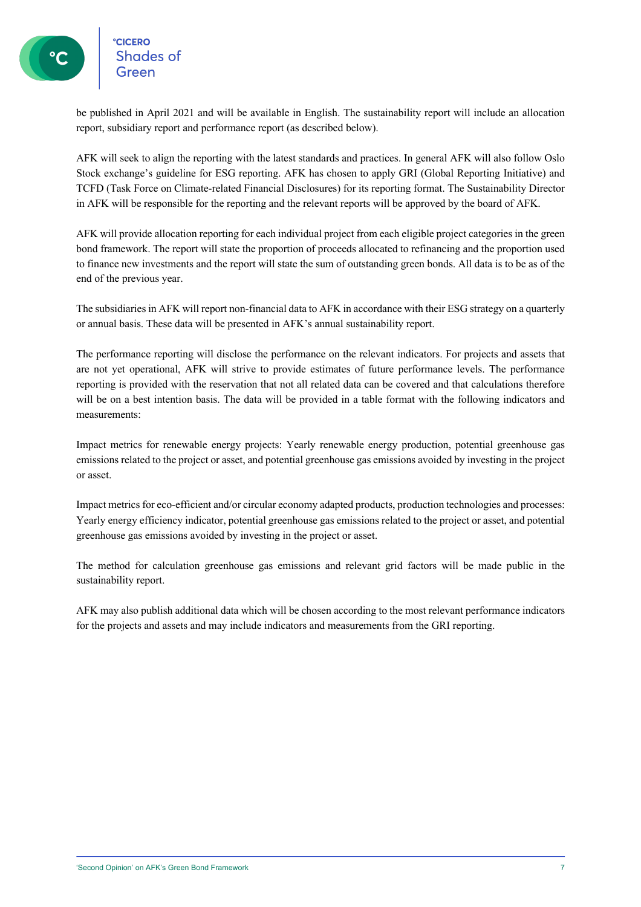be published in April 2021 and will be available in English. The sustainability report will include an allocation report, subsidiary report and performance report (as described below).

AFK will seek to align the reporting with the latest standards and practices. In general AFK will also follow Oslo Stock exchange's guideline for ESG reporting. AFK has chosen to apply GRI (Global Reporting Initiative) and TCFD (Task Force on Climate-related Financial Disclosures) for its reporting format. The Sustainability Director in AFK will be responsible for the reporting and the relevant reports will be approved by the board of AFK.

AFK will provide allocation reporting for each individual project from each eligible project categories in the green bond framework. The report will state the proportion of proceeds allocated to refinancing and the proportion used to finance new investments and the report will state the sum of outstanding green bonds. All data is to be as of the end of the previous year.

The subsidiaries in AFK will report non-financial data to AFK in accordance with their ESG strategy on a quarterly or annual basis. These data will be presented in AFK's annual sustainability report.

The performance reporting will disclose the performance on the relevant indicators. For projects and assets that are not yet operational, AFK will strive to provide estimates of future performance levels. The performance reporting is provided with the reservation that not all related data can be covered and that calculations therefore will be on a best intention basis. The data will be provided in a table format with the following indicators and measurements:

Impact metrics for renewable energy projects: Yearly renewable energy production, potential greenhouse gas emissions related to the project or asset, and potential greenhouse gas emissions avoided by investing in the project or asset.

Impact metrics for eco-efficient and/or circular economy adapted products, production technologies and processes: Yearly energy efficiency indicator, potential greenhouse gas emissions related to the project or asset, and potential greenhouse gas emissions avoided by investing in the project or asset.

The method for calculation greenhouse gas emissions and relevant grid factors will be made public in the sustainability report.

AFK may also publish additional data which will be chosen according to the most relevant performance indicators for the projects and assets and may include indicators and measurements from the GRI reporting.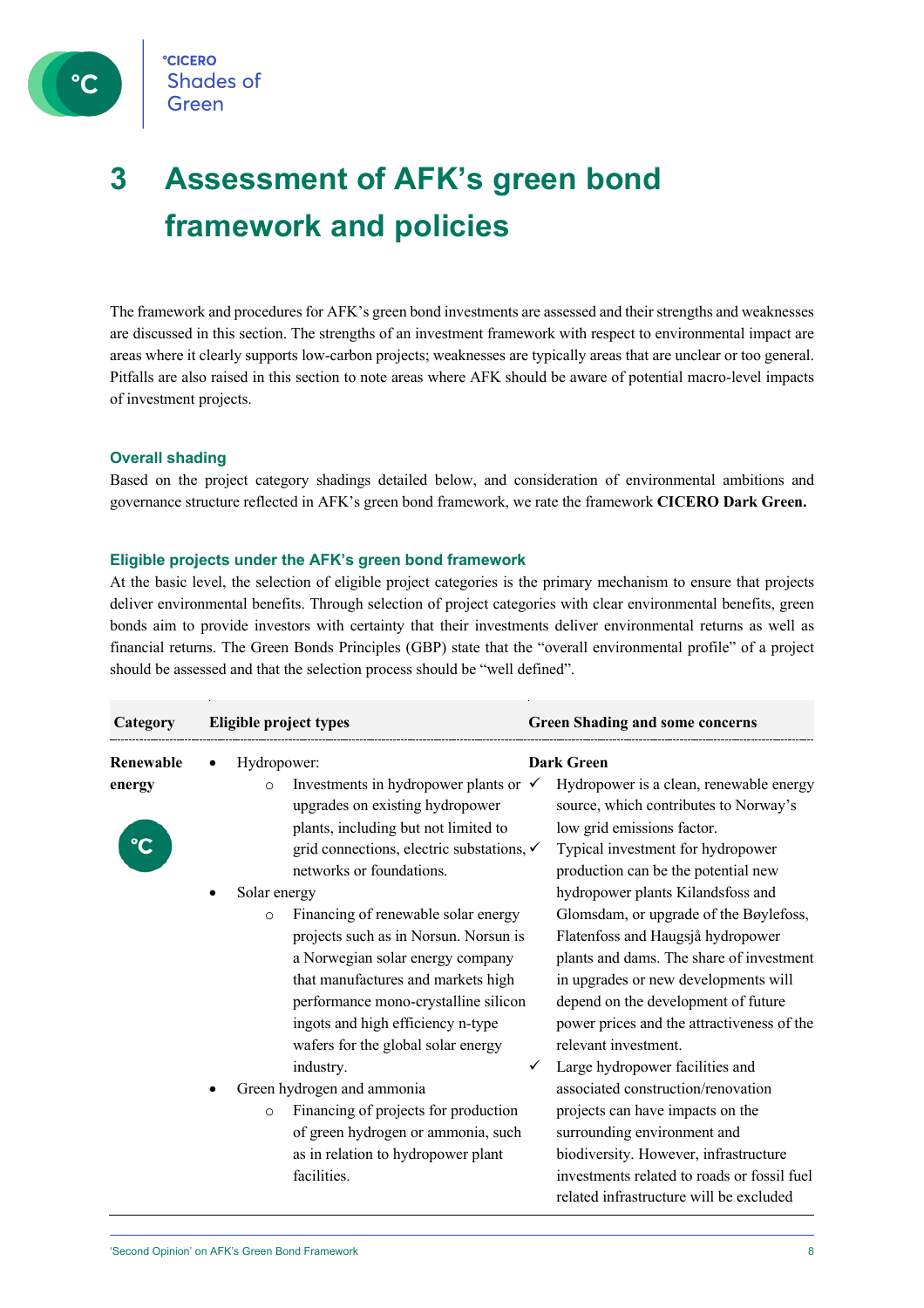# 3 Assessment of AFK's green bond framework and policies

The framework and procedures for AFK's green bond investments are assessed and their strengths and weaknesses are discussed in this section. The strengths of an investment framework with respect to environmental impact are areas where it clearly supports low-carbon projects; weaknesses are typically areas that are unclear or too general. Pitfalls are also raised in this section to note areas where AFK should be aware of potential macro-level impacts of investment projects.

### Overall shading

Based on the project category shadings detailed below, and consideration of environmental ambitions and governance structure reflected in AFK's green bond framework, we rate the framework **CICERO Dark Green.**

### Eligible projects under the AFK's green bond framework

At the basic level, the selection of eligible project categories is the primary mechanism to ensure that projects deliver environmental benefits. Through selection of project categories with clear environmental benefits, green bonds aim to provide investors with certainty that their investments deliver environmental returns as well as financial returns. The Green Bonds Principles (GBP) state that the "overall environmental profile" of a project should be assessed and that the selection process should be "well defined".

| Category | Eligible project types | Green Shading and some concerns |
|---|---|---|
| **Renewable energy** | • Hydropower:<br>  ○ Investments in hydropower plants or upgrades on existing hydropower plants, including but not limited to grid connections, electric substations, networks or foundations.<br>• Solar energy<br>  ○ Financing of renewable solar energy projects such as in Norsun. Norsun is a Norwegian solar energy company that manufactures and markets high performance mono-crystalline silicon ingots and high efficiency n-type wafers for the global solar energy industry.<br>• Green hydrogen and ammonia<br>  ○ Financing of projects for production of green hydrogen or ammonia, such as in relation to hydropower plant facilities. | **Dark Green**<br>✓ Hydropower is a clean, renewable energy source, which contributes to Norway's low grid emissions factor.<br>✓ Typical investment for hydropower production can be the potential new hydropower plants Kilandsfoss and Glomsdam, or upgrade of the Bøylefoss, Flatenfoss and Haugsjå hydropower plants and dams. The share of investment in upgrades or new developments will depend on the development of future power prices and the attractiveness of the relevant investment.<br>✓ Large hydropower facilities and associated construction/renovation projects can have impacts on the surrounding environment and biodiversity. However, infrastructure investments related to roads or fossil fuel related infrastructure will be excluded |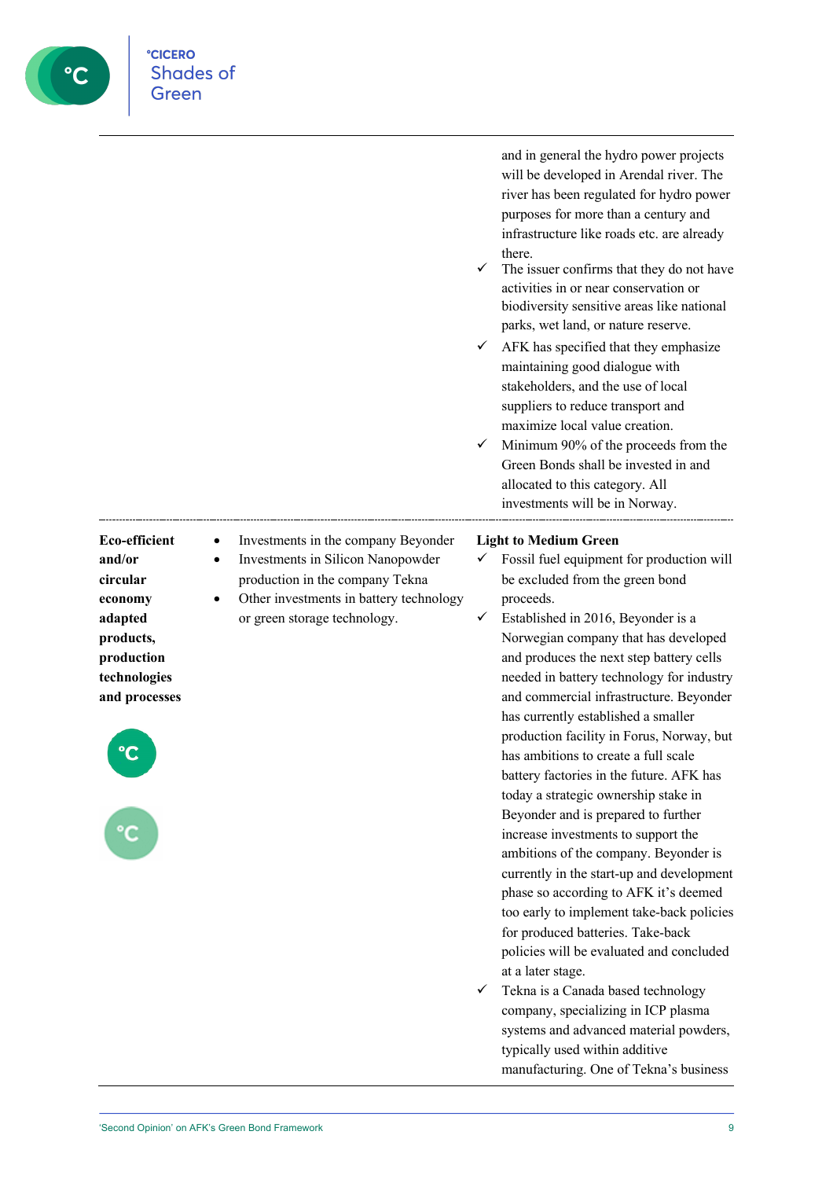| Category | Eligible project types | Green Shading and some concerns |
|---|---|---|
| | | and in general the hydro power projects will be developed in Arendal river. The river has been regulated for hydro power purposes for more than a century and infrastructure like roads etc. are already there.<br>✓ The issuer confirms that they do not have activities in or near conservation or biodiversity sensitive areas like national parks, wet land, or nature reserve.<br>✓ AFK has specified that they emphasize maintaining good dialogue with stakeholders, and the use of local suppliers to reduce transport and maximize local value creation.<br>✓ Minimum 90% of the proceeds from the Green Bonds shall be invested in and allocated to this category. All investments will be in Norway. |
| **Eco-efficient and/or circular economy adapted products, production technologies and processes** | • Investments in the company Beyonder<br>• Investments in Silicon Nanopowder production in the company Tekna<br>• Other investments in battery technology or green storage technology. | **Light to Medium Green**<br>✓ Fossil fuel equipment for production will be excluded from the green bond proceeds.<br>✓ Established in 2016, Beyonder is a Norwegian company that has developed and produces the next step battery cells needed in battery technology for industry and commercial infrastructure. Beyonder has currently established a smaller production facility in Forus, Norway, but has ambitions to create a full scale battery factories in the future. AFK has today a strategic ownership stake in Beyonder and is prepared to further increase investments to support the ambitions of the company. Beyonder is currently in the start-up and development phase so according to AFK it's deemed too early to implement take-back policies for produced batteries. Take-back policies will be evaluated and concluded at a later stage.<br>✓ Tekna is a Canada based technology company, specializing in ICP plasma systems and advanced material powders, typically used within additive manufacturing. One of Tekna's business |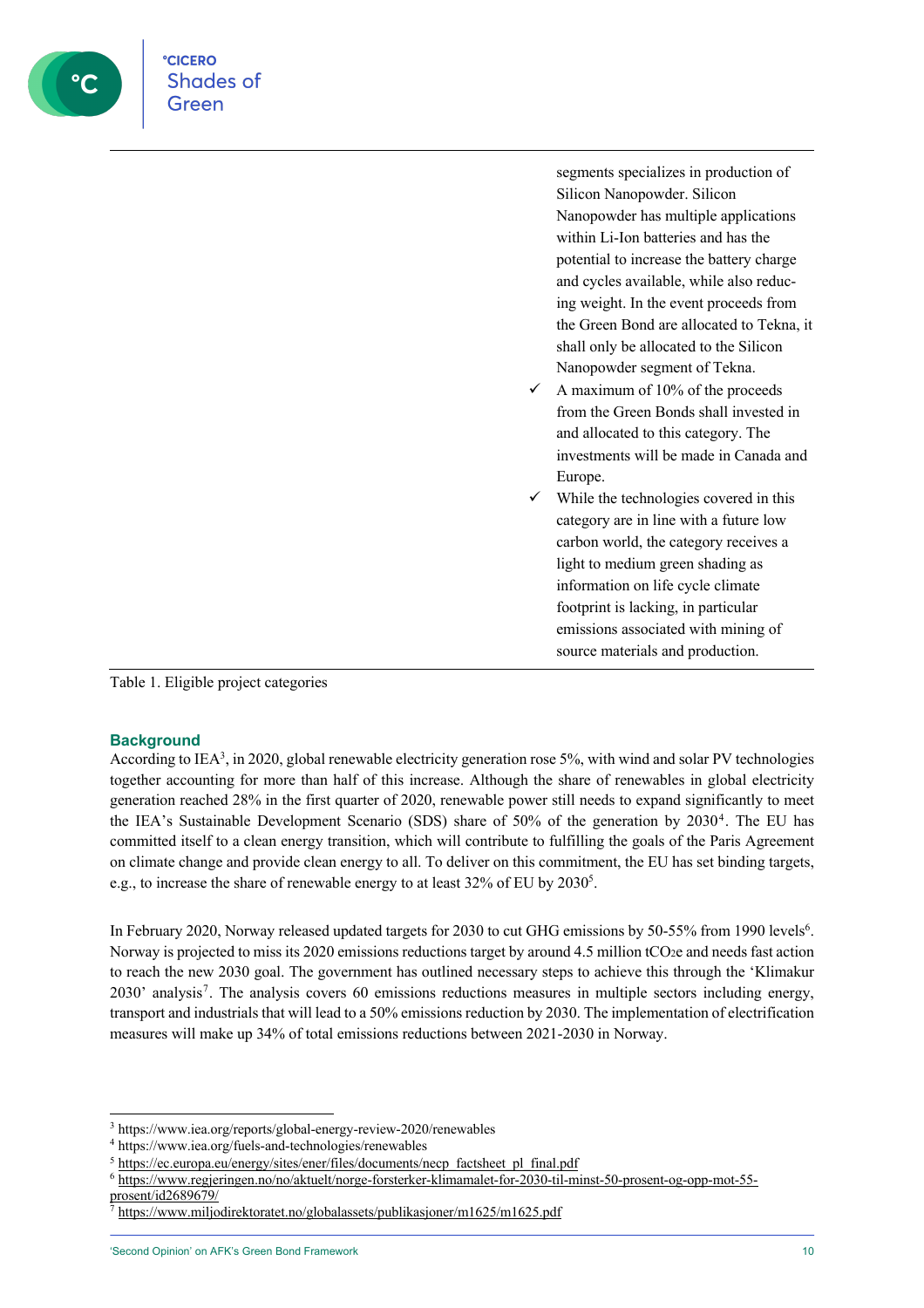| | |
|---|---|
| | segments specializes in production of Silicon Nanopowder. Silicon Nanopowder has multiple applications within Li-Ion batteries and has the potential to increase the battery charge and cycles available, while also reducing weight. In the event proceeds from the Green Bond are allocated to Tekna, it shall only be allocated to the Silicon Nanopowder segment of Tekna.<br>✓ A maximum of 10% of the proceeds from the Green Bonds shall invested in and allocated to this category. The investments will be made in Canada and Europe.<br>✓ While the technologies covered in this category are in line with a future low carbon world, the category receives a light to medium green shading as information on life cycle climate footprint is lacking, in particular emissions associated with mining of source materials and production. |

Table 1. Eligible project categories

## Background

According to IEA[3], in 2020, global renewable electricity generation rose 5%, with wind and solar PV technologies together accounting for more than half of this increase. Although the share of renewables in global electricity generation reached 28% in the first quarter of 2020, renewable power still needs to expand significantly to meet the IEA's Sustainable Development Scenario (SDS) share of 50% of the generation by 2030[4]. The EU has committed itself to a clean energy transition, which will contribute to fulfilling the goals of the Paris Agreement on climate change and provide clean energy to all. To deliver on this commitment, the EU has set binding targets, e.g., to increase the share of renewable energy to at least 32% of EU by 2030[5].

In February 2020, Norway released updated targets for 2030 to cut GHG emissions by 50-55% from 1990 levels[6]. Norway is projected to miss its 2020 emissions reductions target by around 4.5 million $tCO_2e$ and needs fast action to reach the new 2030 goal. The government has outlined necessary steps to achieve this through the 'Klimakur 2030' analysis[7]. The analysis covers 60 emissions reductions measures in multiple sectors including energy, transport and industrials that will lead to a 50% emissions reduction by 2030. The implementation of electrification measures will make up 34% of total emissions reductions between 2021-2030 in Norway.

---

[3] https://www.iea.org/reports/global-energy-review-2020/renewables
[4] https://www.iea.org/fuels-and-technologies/renewables
[5] https://ec.europa.eu/energy/sites/ener/files/documents/necp_factsheet_pl_final.pdf
[6] https://www.regjeringen.no/no/aktuelt/norge-forsterker-klimamalet-for-2030-til-minst-50-prosent-og-opp-mot-55-prosent/id2689679/
[7] https://www.miljodirektoratet.no/globalassets/publikasjoner/m1625/m1625.pdf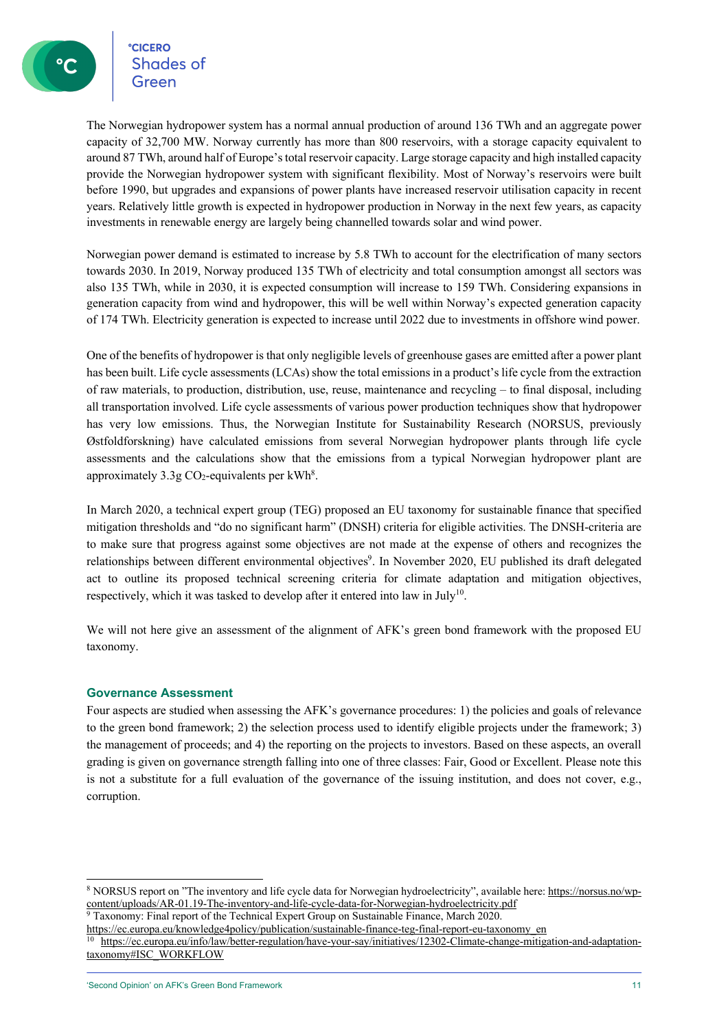The Norwegian hydropower system has a normal annual production of around 136 TWh and an aggregate power capacity of 32,700 MW. Norway currently has more than 800 reservoirs, with a storage capacity equivalent to around 87 TWh, around half of Europe's total reservoir capacity. Large storage capacity and high installed capacity provide the Norwegian hydropower system with significant flexibility. Most of Norway's reservoirs were built before 1990, but upgrades and expansions of power plants have increased reservoir utilisation capacity in recent years. Relatively little growth is expected in hydropower production in Norway in the next few years, as capacity investments in renewable energy are largely being channelled towards solar and wind power.

Norwegian power demand is estimated to increase by 5.8 TWh to account for the electrification of many sectors towards 2030. In 2019, Norway produced 135 TWh of electricity and total consumption amongst all sectors was also 135 TWh, while in 2030, it is expected consumption will increase to 159 TWh. Considering expansions in generation capacity from wind and hydropower, this will be well within Norway's expected generation capacity of 174 TWh. Electricity generation is expected to increase until 2022 due to investments in offshore wind power.

One of the benefits of hydropower is that only negligible levels of greenhouse gases are emitted after a power plant has been built. Life cycle assessments (LCAs) show the total emissions in a product's life cycle from the extraction of raw materials, to production, distribution, use, reuse, maintenance and recycling – to final disposal, including all transportation involved. Life cycle assessments of various power production techniques show that hydropower has very low emissions. Thus, the Norwegian Institute for Sustainability Research (NORSUS, previously Østfoldforskning) have calculated emissions from several Norwegian hydropower plants through life cycle assessments and the calculations show that the emissions from a typical Norwegian hydropower plant are approximately 3.3g $CO_2$-equivalents per kWh[8].

In March 2020, a technical expert group (TEG) proposed an EU taxonomy for sustainable finance that specified mitigation thresholds and "do no significant harm" (DNSH) criteria for eligible activities. The DNSH-criteria are to make sure that progress against some objectives are not made at the expense of others and recognizes the relationships between different environmental objectives[9]. In November 2020, EU published its draft delegated act to outline its proposed technical screening criteria for climate adaptation and mitigation objectives, respectively, which it was tasked to develop after it entered into law in July[10].

We will not here give an assessment of the alignment of AFK's green bond framework with the proposed EU taxonomy.

## Governance Assessment

Four aspects are studied when assessing the AFK's governance procedures: 1) the policies and goals of relevance to the green bond framework; 2) the selection process used to identify eligible projects under the framework; 3) the management of proceeds; and 4) the reporting on the projects to investors. Based on these aspects, an overall grading is given on governance strength falling into one of three classes: Fair, Good or Excellent. Please note this is not a substitute for a full evaluation of the governance of the issuing institution, and does not cover, e.g., corruption.

---

[8] NORSUS report on "The inventory and life cycle data for Norwegian hydroelectricity", available here: https://norsus.no/wp-content/uploads/AR-01.19-The-inventory-and-life-cycle-data-for-Norwegian-hydroelectricity.pdf

[9] Taxonomy: Final report of the Technical Expert Group on Sustainable Finance, March 2020. https://ec.europa.eu/knowledge4policy/publication/sustainable-finance-teg-final-report-eu-taxonomy_en

[10] https://ec.europa.eu/info/law/better-regulation/have-your-say/initiatives/12302-Climate-change-mitigation-and-adaptation-taxonomy#ISC_WORKFLOW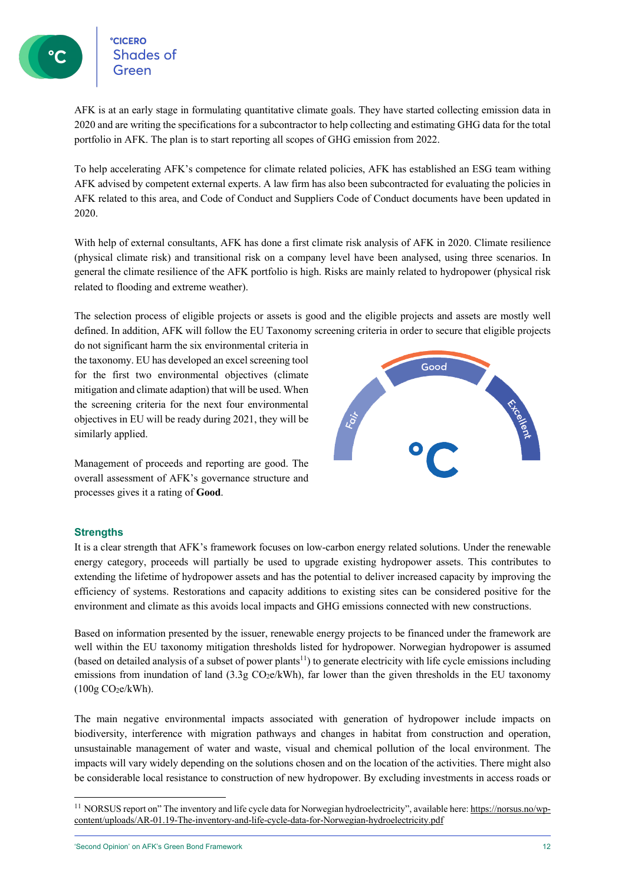AFK is at an early stage in formulating quantitative climate goals. They have started collecting emission data in 2020 and are writing the specifications for a subcontractor to help collecting and estimating GHG data for the total portfolio in AFK. The plan is to start reporting all scopes of GHG emission from 2022.

To help accelerating AFK's competence for climate related policies, AFK has established an ESG team withing AFK advised by competent external experts. A law firm has also been subcontracted for evaluating the policies in AFK related to this area, and Code of Conduct and Suppliers Code of Conduct documents have been updated in 2020.

With help of external consultants, AFK has done a first climate risk analysis of AFK in 2020. Climate resilience (physical climate risk) and transitional risk on a company level have been analysed, using three scenarios. In general the climate resilience of the AFK portfolio is high. Risks are mainly related to hydropower (physical risk related to flooding and extreme weather).

The selection process of eligible projects or assets is good and the eligible projects and assets are mostly well defined. In addition, AFK will follow the EU Taxonomy screening criteria in order to secure that eligible projects do not significant harm the six environmental criteria in the taxonomy. EU has developed an excel screening tool for the first two environmental objectives (climate mitigation and climate adaption) that will be used. When the screening criteria for the next four environmental objectives in EU will be ready during 2021, they will be similarly applied.

Management of proceeds and reporting are good. The overall assessment of AFK's governance structure and processes gives it a rating of **Good**.

### Strengths

It is a clear strength that AFK's framework focuses on low-carbon energy related solutions. Under the renewable energy category, proceeds will partially be used to upgrade existing hydropower assets. This contributes to extending the lifetime of hydropower assets and has the potential to deliver increased capacity by improving the efficiency of systems. Restorations and capacity additions to existing sites can be considered positive for the environment and climate as this avoids local impacts and GHG emissions connected with new constructions.

Based on information presented by the issuer, renewable energy projects to be financed under the framework are well within the EU taxonomy mitigation thresholds listed for hydropower. Norwegian hydropower is assumed (based on detailed analysis of a subset of power plants[11]) to generate electricity with life cycle emissions including emissions from inundation of land (3.3g $CO_2e$/kWh), far lower than the given thresholds in the EU taxonomy (100g $CO_2e$/kWh).

The main negative environmental impacts associated with generation of hydropower include impacts on biodiversity, interference with migration pathways and changes in habitat from construction and operation, unsustainable management of water and waste, visual and chemical pollution of the local environment. The impacts will vary widely depending on the solutions chosen and on the location of the activities. There might also be considerable local resistance to construction of new hydropower. By excluding investments in access roads or

[11] NORSUS report on" The inventory and life cycle data for Norwegian hydroelectricity", available here: https://norsus.no/wp-content/uploads/AR-01.19-The-inventory-and-life-cycle-data-for-Norwegian-hydroelectricity.pdf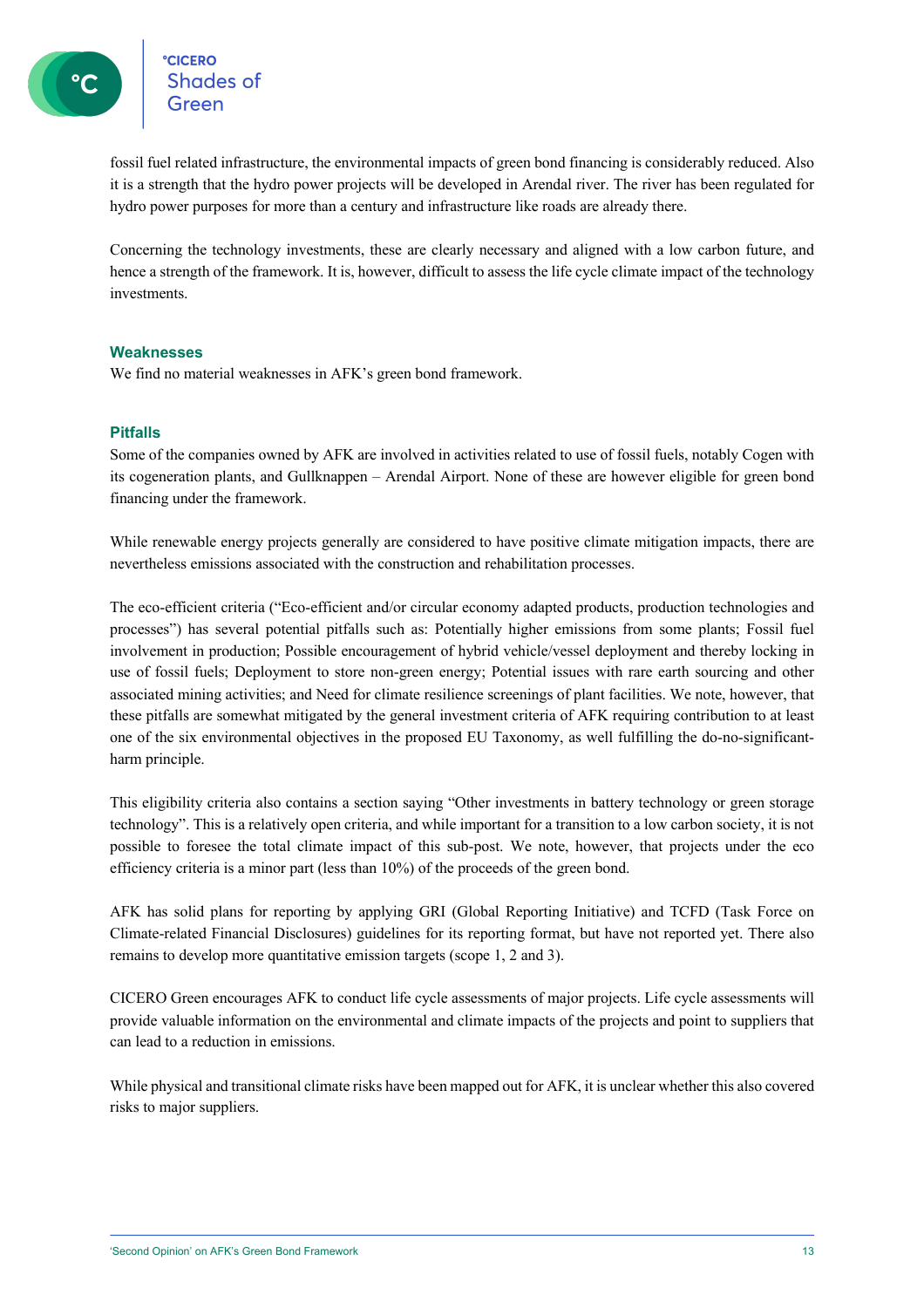fossil fuel related infrastructure, the environmental impacts of green bond financing is considerably reduced. Also it is a strength that the hydro power projects will be developed in Arendal river. The river has been regulated for hydro power purposes for more than a century and infrastructure like roads are already there.

Concerning the technology investments, these are clearly necessary and aligned with a low carbon future, and hence a strength of the framework. It is, however, difficult to assess the life cycle climate impact of the technology investments.

### Weaknesses

We find no material weaknesses in AFK's green bond framework.

### Pitfalls

Some of the companies owned by AFK are involved in activities related to use of fossil fuels, notably Cogen with its cogeneration plants, and Gullknappen – Arendal Airport. None of these are however eligible for green bond financing under the framework.

While renewable energy projects generally are considered to have positive climate mitigation impacts, there are nevertheless emissions associated with the construction and rehabilitation processes.

The eco-efficient criteria ("Eco-efficient and/or circular economy adapted products, production technologies and processes") has several potential pitfalls such as: Potentially higher emissions from some plants; Fossil fuel involvement in production; Possible encouragement of hybrid vehicle/vessel deployment and thereby locking in use of fossil fuels; Deployment to store non-green energy; Potential issues with rare earth sourcing and other associated mining activities; and Need for climate resilience screenings of plant facilities. We note, however, that these pitfalls are somewhat mitigated by the general investment criteria of AFK requiring contribution to at least one of the six environmental objectives in the proposed EU Taxonomy, as well fulfilling the do-no-significant-harm principle.

This eligibility criteria also contains a section saying "Other investments in battery technology or green storage technology". This is a relatively open criteria, and while important for a transition to a low carbon society, it is not possible to foresee the total climate impact of this sub-post. We note, however, that projects under the eco efficiency criteria is a minor part (less than 10%) of the proceeds of the green bond.

AFK has solid plans for reporting by applying GRI (Global Reporting Initiative) and TCFD (Task Force on Climate-related Financial Disclosures) guidelines for its reporting format, but have not reported yet. There also remains to develop more quantitative emission targets (scope 1, 2 and 3).

CICERO Green encourages AFK to conduct life cycle assessments of major projects. Life cycle assessments will provide valuable information on the environmental and climate impacts of the projects and point to suppliers that can lead to a reduction in emissions.

While physical and transitional climate risks have been mapped out for AFK, it is unclear whether this also covered risks to major suppliers.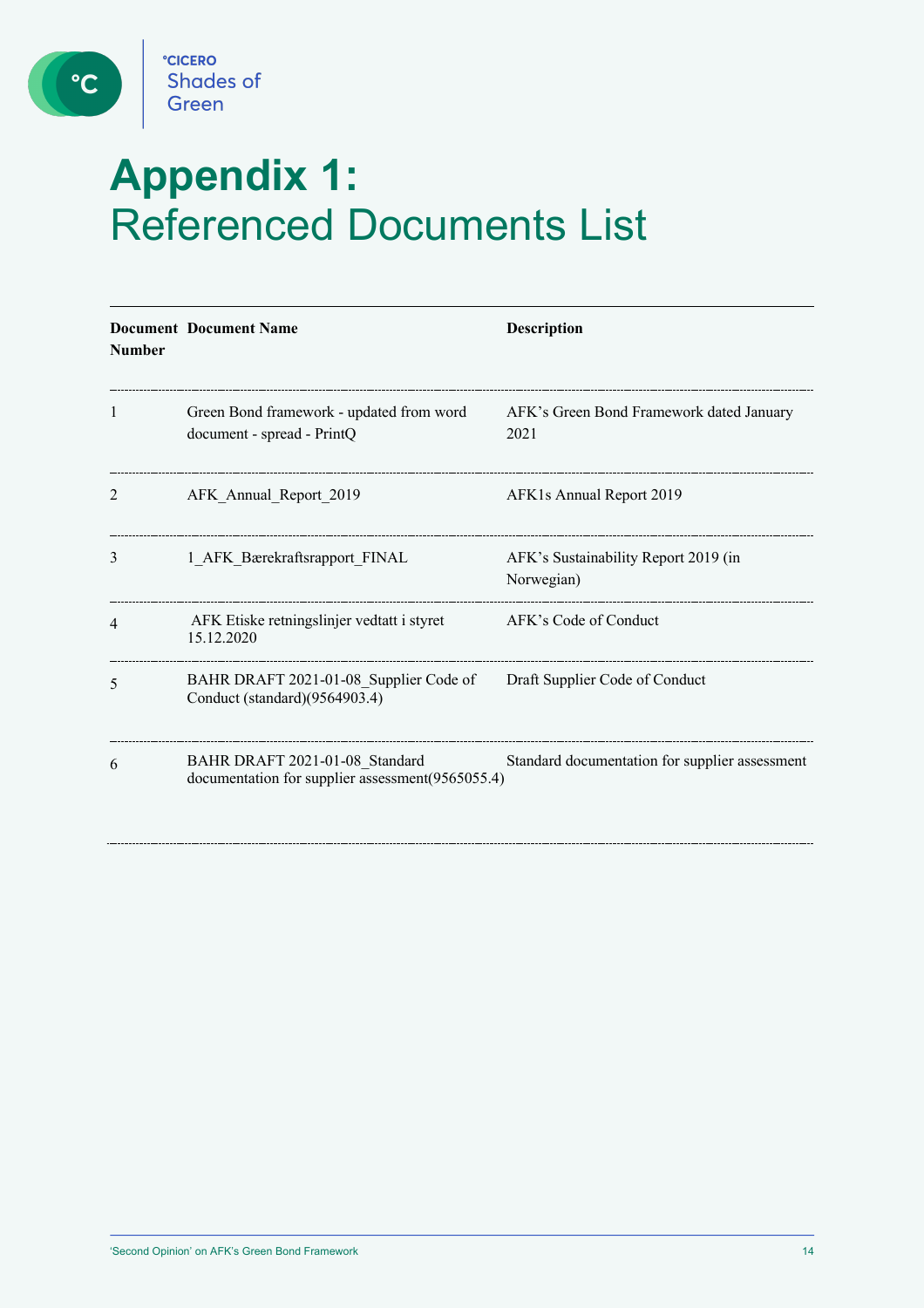# Appendix 1: Referenced Documents List

| Document Number | Document Name | Description |
|---|---|---|
| 1 | Green Bond framework - updated from word document - spread - PrintQ | AFK's Green Bond Framework dated January 2021 |
| 2 | AFK_Annual_Report_2019 | AFK1s Annual Report 2019 |
| 3 | 1_AFK_Bærekraftsrapport_FINAL | AFK's Sustainability Report 2019 (in Norwegian) |
| 4 | AFK Etiske retningslinjer vedtatt i styret 15.12.2020 | AFK's Code of Conduct |
| 5 | BAHR DRAFT 2021-01-08_Supplier Code of Conduct (standard)(9564903.4) | Draft Supplier Code of Conduct |
| 6 | BAHR DRAFT 2021-01-08_Standard documentation for supplier assessment(9565055.4) | Standard documentation for supplier assessment |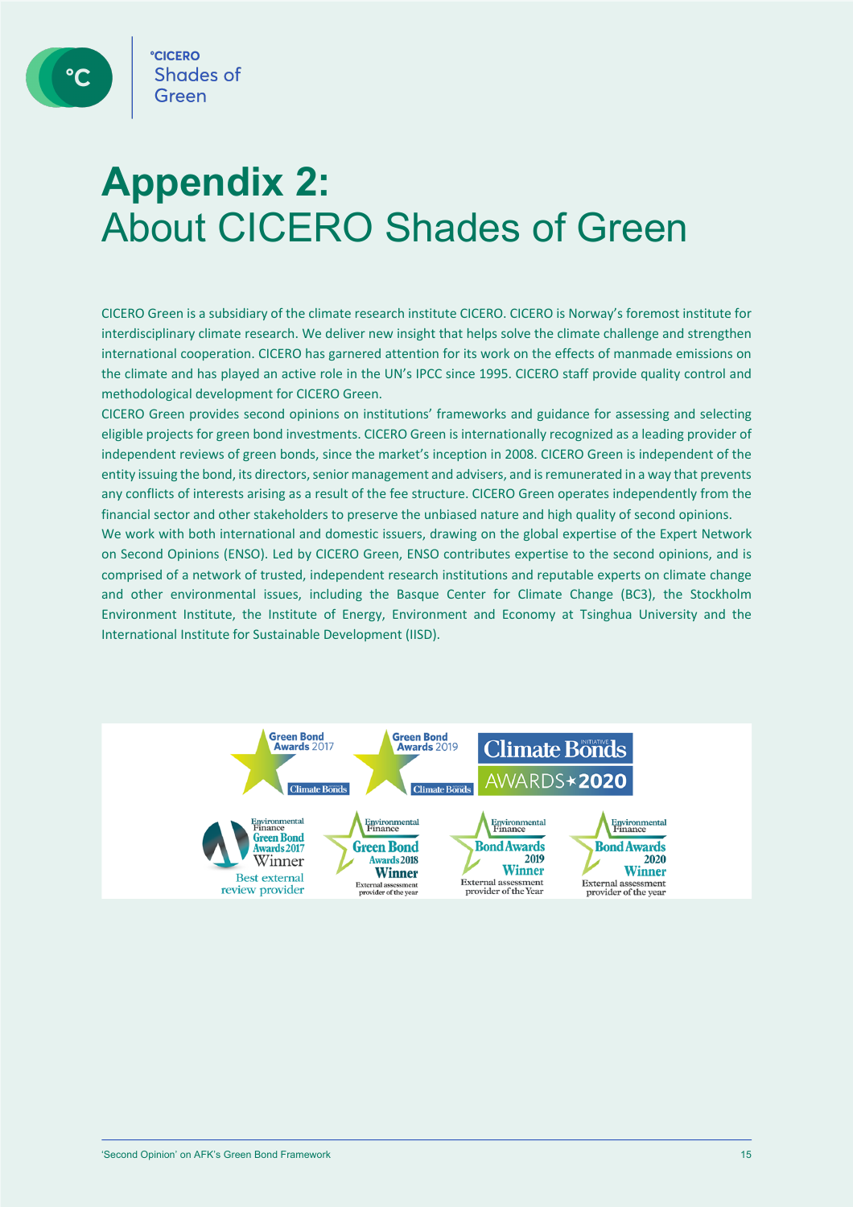# **Appendix 2:** About CICERO Shades of Green

CICERO Green is a subsidiary of the climate research institute CICERO. CICERO is Norway's foremost institute for interdisciplinary climate research. We deliver new insight that helps solve the climate challenge and strengthen international cooperation. CICERO has garnered attention for its work on the effects of manmade emissions on the climate and has played an active role in the UN's IPCC since 1995. CICERO staff provide quality control and methodological development for CICERO Green.

CICERO Green provides second opinions on institutions' frameworks and guidance for assessing and selecting eligible projects for green bond investments. CICERO Green is internationally recognized as a leading provider of independent reviews of green bonds, since the market's inception in 2008. CICERO Green is independent of the entity issuing the bond, its directors, senior management and advisers, and is remunerated in a way that prevents any conflicts of interests arising as a result of the fee structure. CICERO Green operates independently from the financial sector and other stakeholders to preserve the unbiased nature and high quality of second opinions.

We work with both international and domestic issuers, drawing on the global expertise of the Expert Network on Second Opinions (ENSO). Led by CICERO Green, ENSO contributes expertise to the second opinions, and is comprised of a network of trusted, independent research institutions and reputable experts on climate change and other environmental issues, including the Basque Center for Climate Change (BC3), the Stockholm Environment Institute, the Institute of Energy, Environment and Economy at Tsinghua University and the International Institute for Sustainable Development (IISD).

Green Bond Awards 2017 Climate Bonds

Green Bond Awards 2019 Climate Bonds

Climate Bonds Initiative AWARDS 2020

Environmental Finance Green Bond Awards 2017 Winner Best external review provider

Environmental Finance Green Bond Awards 2018 Winner External assessment provider of the year

Environmental Finance Bond Awards 2019 Winner External assessment provider of the Year

Environmental Finance Bond Awards 2020 Winner External assessment provider of the year